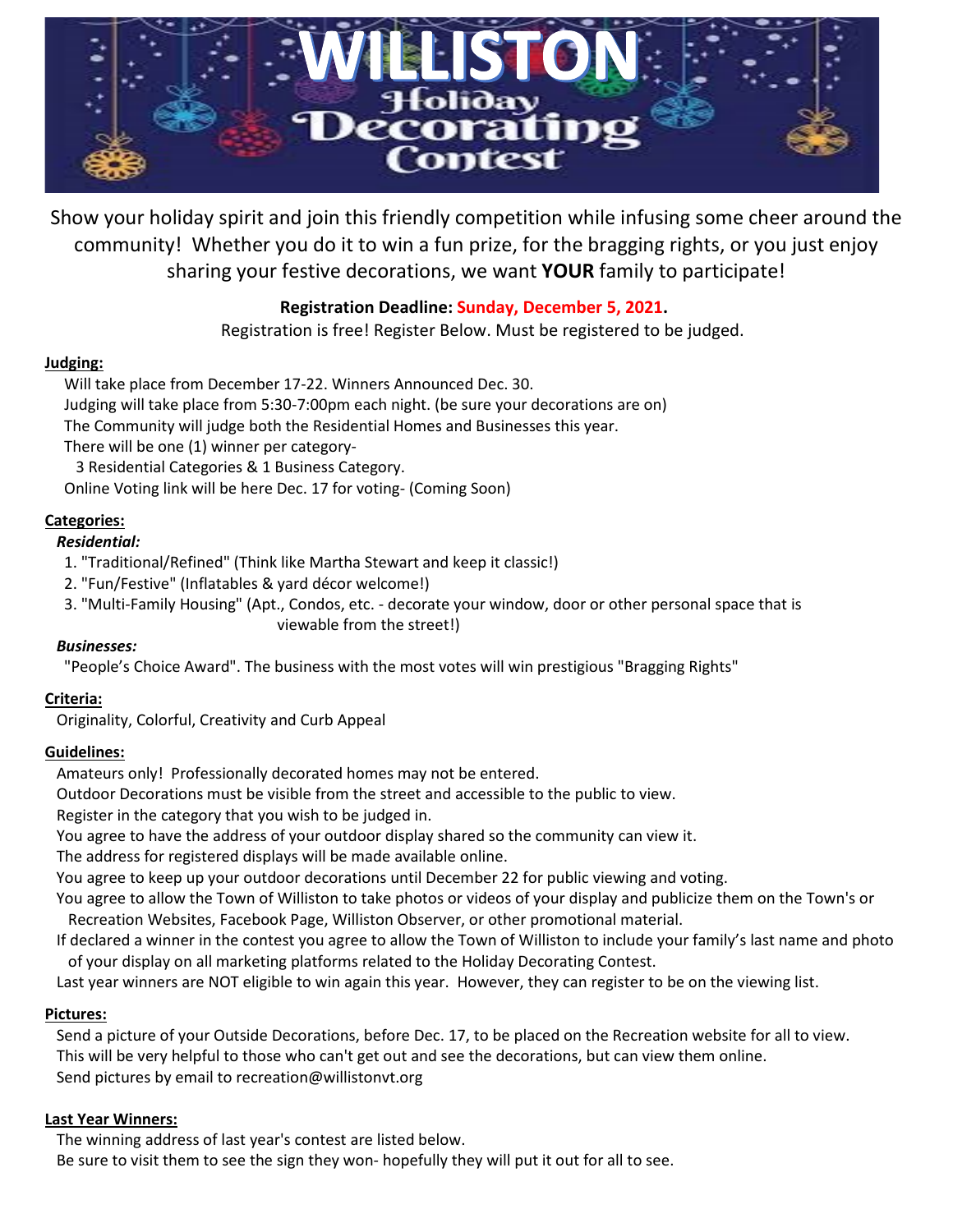# WILLISTON Holiday Decorating Contest

Show your holiday spirit and join this friendly competition while infusing some cheer around the community! Whether you do it to win a fun prize, for the bragging rights, or you just enjoy sharing your festive decorations, we want **YOUR** family to participate!

**Registration Deadline: Sunday, December 5, 2021.**

Registration is free! Register Below. Must be registered to be judged.

## Judging:

Will take place from December 17-22. Winners Announced Dec. 30.
Judging will take place from 5:30-7:00pm each night. (be sure your decorations are on)
The Community will judge both the Residential Homes and Businesses this year.
There will be one (1) winner per category-
3 Residential Categories & 1 Business Category.
Online Voting link will be here Dec. 17 for voting- (Coming Soon)

## Categories:

***Residential:***

1. "Traditional/Refined" (Think like Martha Stewart and keep it classic!)
2. "Fun/Festive" (Inflatables & yard décor welcome!)
3. "Multi-Family Housing" (Apt., Condos, etc. - decorate your window, door or other personal space that is viewable from the street!)

***Businesses:***

"People's Choice Award". The business with the most votes will win prestigious "Bragging Rights"

## Criteria:

Originality, Colorful, Creativity and Curb Appeal

## Guidelines:

Amateurs only! Professionally decorated homes may not be entered.
Outdoor Decorations must be visible from the street and accessible to the public to view.
Register in the category that you wish to be judged in.
You agree to have the address of your outdoor display shared so the community can view it.
The address for registered displays will be made available online.
You agree to keep up your outdoor decorations until December 22 for public viewing and voting.
You agree to allow the Town of Williston to take photos or videos of your display and publicize them on the Town's or Recreation Websites, Facebook Page, Williston Observer, or other promotional material.
If declared a winner in the contest you agree to allow the Town of Williston to include your family's last name and photo of your display on all marketing platforms related to the Holiday Decorating Contest.
Last year winners are NOT eligible to win again this year. However, they can register to be on the viewing list.

## Pictures:

Send a picture of your Outside Decorations, before Dec. 17, to be placed on the Recreation website for all to view.
This will be very helpful to those who can't get out and see the decorations, but can view them online.
Send pictures by email to recreation@willistonvt.org

## Last Year Winners:

The winning address of last year's contest are listed below.
Be sure to visit them to see the sign they won- hopefully they will put it out for all to see.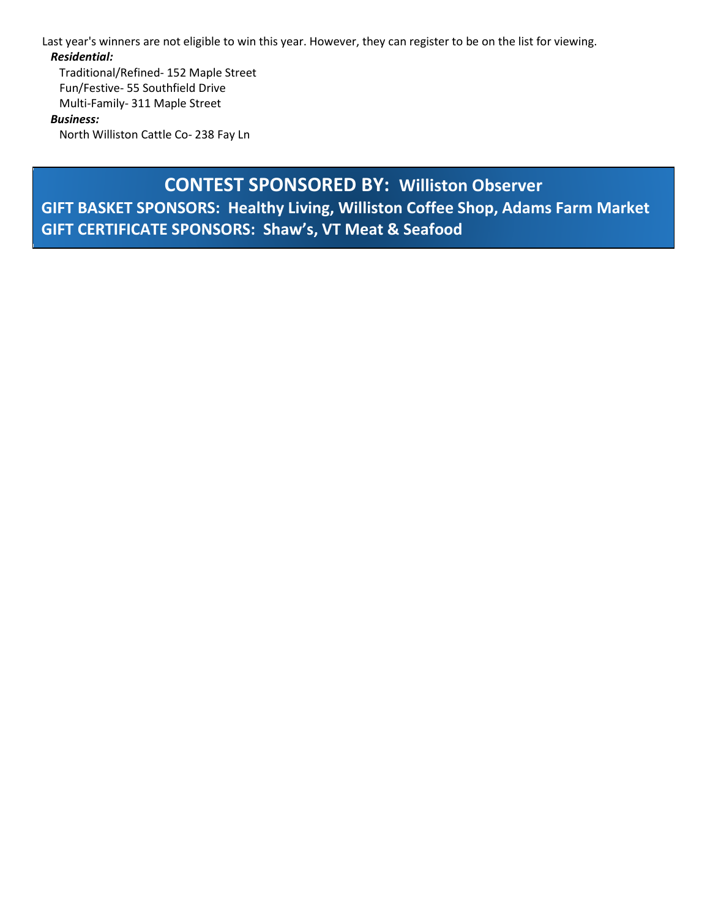Last year's winners are not eligible to win this year. However, they can register to be on the list for viewing.

***Residential:***

Traditional/Refined- 152 Maple Street
Fun/Festive- 55 Southfield Drive
Multi-Family- 311 Maple Street

***Business:***

North Williston Cattle Co- 238 Fay Ln

**CONTEST SPONSORED BY: Williston Observer**

**GIFT BASKET SPONSORS: Healthy Living, Williston Coffee Shop, Adams Farm Market**

**GIFT CERTIFICATE SPONSORS: Shaw's, VT Meat & Seafood**